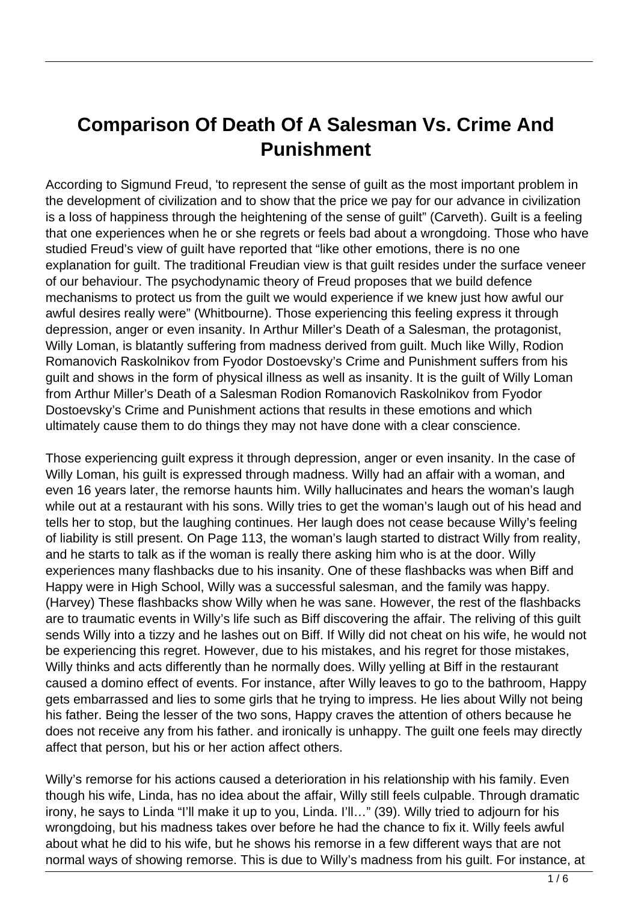# Comparison Of Death Of A Salesman Vs. Crime And Punishment

According to Sigmund Freud, 'to represent the sense of guilt as the most important problem in the development of civilization and to show that the price we pay for our advance in civilization is a loss of happiness through the heightening of the sense of guilt" (Carveth). Guilt is a feeling that one experiences when he or she regrets or feels bad about a wrongdoing. Those who have studied Freud's view of guilt have reported that "like other emotions, there is no one explanation for guilt. The traditional Freudian view is that guilt resides under the surface veneer of our behaviour. The psychodynamic theory of Freud proposes that we build defence mechanisms to protect us from the guilt we would experience if we knew just how awful our awful desires really were" (Whitbourne). Those experiencing this feeling express it through depression, anger or even insanity. In Arthur Miller's Death of a Salesman, the protagonist, Willy Loman, is blatantly suffering from madness derived from guilt. Much like Willy, Rodion Romanovich Raskolnikov from Fyodor Dostoevsky's Crime and Punishment suffers from his guilt and shows in the form of physical illness as well as insanity. It is the guilt of Willy Loman from Arthur Miller's Death of a Salesman Rodion Romanovich Raskolnikov from Fyodor Dostoevsky's Crime and Punishment actions that results in these emotions and which ultimately cause them to do things they may not have done with a clear conscience.

Those experiencing guilt express it through depression, anger or even insanity. In the case of Willy Loman, his guilt is expressed through madness. Willy had an affair with a woman, and even 16 years later, the remorse haunts him. Willy hallucinates and hears the woman's laugh while out at a restaurant with his sons. Willy tries to get the woman's laugh out of his head and tells her to stop, but the laughing continues. Her laugh does not cease because Willy's feeling of liability is still present. On Page 113, the woman's laugh started to distract Willy from reality, and he starts to talk as if the woman is really there asking him who is at the door. Willy experiences many flashbacks due to his insanity. One of these flashbacks was when Biff and Happy were in High School, Willy was a successful salesman, and the family was happy. (Harvey) These flashbacks show Willy when he was sane. However, the rest of the flashbacks are to traumatic events in Willy's life such as Biff discovering the affair. The reliving of this guilt sends Willy into a tizzy and he lashes out on Biff. If Willy did not cheat on his wife, he would not be experiencing this regret. However, due to his mistakes, and his regret for those mistakes, Willy thinks and acts differently than he normally does. Willy yelling at Biff in the restaurant caused a domino effect of events. For instance, after Willy leaves to go to the bathroom, Happy gets embarrassed and lies to some girls that he trying to impress. He lies about Willy not being his father. Being the lesser of the two sons, Happy craves the attention of others because he does not receive any from his father. and ironically is unhappy. The guilt one feels may directly affect that person, but his or her action affect others.

Willy's remorse for his actions caused a deterioration in his relationship with his family. Even though his wife, Linda, has no idea about the affair, Willy still feels culpable. Through dramatic irony, he says to Linda "I'll make it up to you, Linda. I'll…" (39). Willy tried to adjourn for his wrongdoing, but his madness takes over before he had the chance to fix it. Willy feels awful about what he did to his wife, but he shows his remorse in a few different ways that are not normal ways of showing remorse. This is due to Willy's madness from his guilt. For instance, at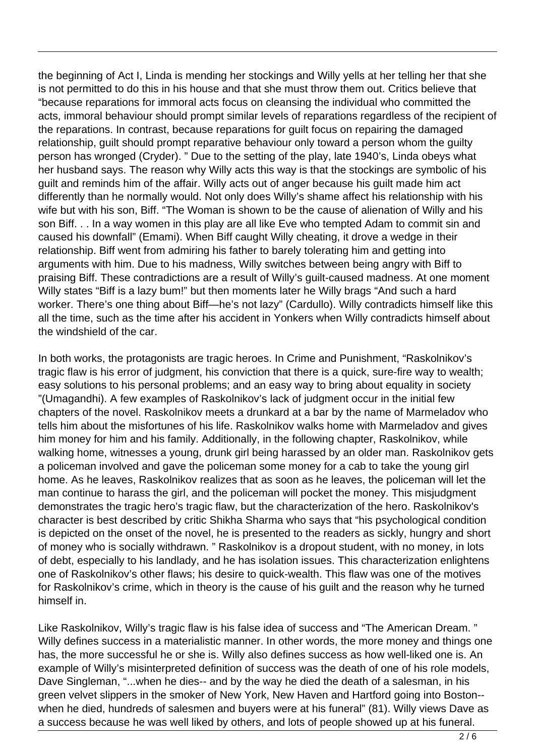the beginning of Act I, Linda is mending her stockings and Willy yells at her telling her that she is not permitted to do this in his house and that she must throw them out. Critics believe that "because reparations for immoral acts focus on cleansing the individual who committed the acts, immoral behaviour should prompt similar levels of reparations regardless of the recipient of the reparations. In contrast, because reparations for guilt focus on repairing the damaged relationship, guilt should prompt reparative behaviour only toward a person whom the guilty person has wronged (Cryder). " Due to the setting of the play, late 1940's, Linda obeys what her husband says. The reason why Willy acts this way is that the stockings are symbolic of his guilt and reminds him of the affair. Willy acts out of anger because his guilt made him act differently than he normally would. Not only does Willy's shame affect his relationship with his wife but with his son, Biff. "The Woman is shown to be the cause of alienation of Willy and his son Biff. . . In a way women in this play are all like Eve who tempted Adam to commit sin and caused his downfall" (Emami). When Biff caught Willy cheating, it drove a wedge in their relationship. Biff went from admiring his father to barely tolerating him and getting into arguments with him. Due to his madness, Willy switches between being angry with Biff to praising Biff. These contradictions are a result of Willy's guilt-caused madness. At one moment Willy states "Biff is a lazy bum!" but then moments later he Willy brags "And such a hard worker. There's one thing about Biff—he's not lazy" (Cardullo). Willy contradicts himself like this all the time, such as the time after his accident in Yonkers when Willy contradicts himself about the windshield of the car.

In both works, the protagonists are tragic heroes. In Crime and Punishment, "Raskolnikov's tragic flaw is his error of judgment, his conviction that there is a quick, sure-fire way to wealth; easy solutions to his personal problems; and an easy way to bring about equality in society "(Umagandhi). A few examples of Raskolnikov's lack of judgment occur in the initial few chapters of the novel. Raskolnikov meets a drunkard at a bar by the name of Marmeladov who tells him about the misfortunes of his life. Raskolnikov walks home with Marmeladov and gives him money for him and his family. Additionally, in the following chapter, Raskolnikov, while walking home, witnesses a young, drunk girl being harassed by an older man. Raskolnikov gets a policeman involved and gave the policeman some money for a cab to take the young girl home. As he leaves, Raskolnikov realizes that as soon as he leaves, the policeman will let the man continue to harass the girl, and the policeman will pocket the money. This misjudgment demonstrates the tragic hero's tragic flaw, but the characterization of the hero. Raskolnikov's character is best described by critic Shikha Sharma who says that "his psychological condition is depicted on the onset of the novel, he is presented to the readers as sickly, hungry and short of money who is socially withdrawn. " Raskolnikov is a dropout student, with no money, in lots of debt, especially to his landlady, and he has isolation issues. This characterization enlightens one of Raskolnikov's other flaws; his desire to quick-wealth. This flaw was one of the motives for Raskolnikov's crime, which in theory is the cause of his guilt and the reason why he turned himself in.

Like Raskolnikov, Willy's tragic flaw is his false idea of success and "The American Dream. " Willy defines success in a materialistic manner. In other words, the more money and things one has, the more successful he or she is. Willy also defines success as how well-liked one is. An example of Willy's misinterpreted definition of success was the death of one of his role models, Dave Singleman, "...when he dies-- and by the way he died the death of a salesman, in his green velvet slippers in the smoker of New York, New Haven and Hartford going into Boston-- when he died, hundreds of salesmen and buyers were at his funeral" (81). Willy views Dave as a success because he was well liked by others, and lots of people showed up at his funeral.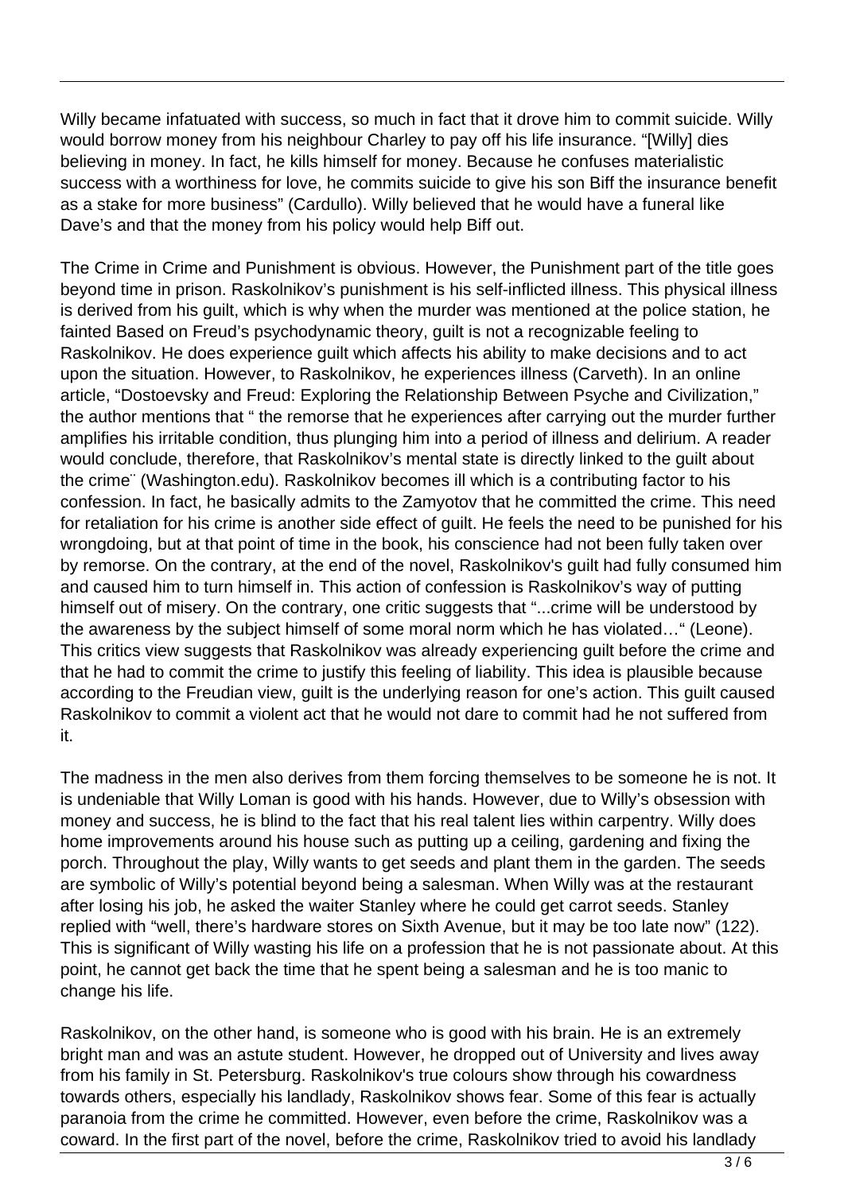Willy became infatuated with success, so much in fact that it drove him to commit suicide. Willy would borrow money from his neighbour Charley to pay off his life insurance. "[Willy] dies believing in money. In fact, he kills himself for money. Because he confuses materialistic success with a worthiness for love, he commits suicide to give his son Biff the insurance benefit as a stake for more business" (Cardullo). Willy believed that he would have a funeral like Dave's and that the money from his policy would help Biff out.

The Crime in Crime and Punishment is obvious. However, the Punishment part of the title goes beyond time in prison. Raskolnikov's punishment is his self-inflicted illness. This physical illness is derived from his guilt, which is why when the murder was mentioned at the police station, he fainted Based on Freud's psychodynamic theory, guilt is not a recognizable feeling to Raskolnikov. He does experience guilt which affects his ability to make decisions and to act upon the situation. However, to Raskolnikov, he experiences illness (Carveth). In an online article, "Dostoevsky and Freud: Exploring the Relationship Between Psyche and Civilization," the author mentions that " the remorse that he experiences after carrying out the murder further amplifies his irritable condition, thus plunging him into a period of illness and delirium. A reader would conclude, therefore, that Raskolnikov's mental state is directly linked to the guilt about the crime¨ (Washington.edu). Raskolnikov becomes ill which is a contributing factor to his confession. In fact, he basically admits to the Zamyotov that he committed the crime. This need for retaliation for his crime is another side effect of guilt. He feels the need to be punished for his wrongdoing, but at that point of time in the book, his conscience had not been fully taken over by remorse. On the contrary, at the end of the novel, Raskolnikov's guilt had fully consumed him and caused him to turn himself in. This action of confession is Raskolnikov's way of putting himself out of misery. On the contrary, one critic suggests that "...crime will be understood by the awareness by the subject himself of some moral norm which he has violated…" (Leone). This critics view suggests that Raskolnikov was already experiencing guilt before the crime and that he had to commit the crime to justify this feeling of liability. This idea is plausible because according to the Freudian view, guilt is the underlying reason for one's action. This guilt caused Raskolnikov to commit a violent act that he would not dare to commit had he not suffered from it.

The madness in the men also derives from them forcing themselves to be someone he is not. It is undeniable that Willy Loman is good with his hands. However, due to Willy's obsession with money and success, he is blind to the fact that his real talent lies within carpentry. Willy does home improvements around his house such as putting up a ceiling, gardening and fixing the porch. Throughout the play, Willy wants to get seeds and plant them in the garden. The seeds are symbolic of Willy's potential beyond being a salesman. When Willy was at the restaurant after losing his job, he asked the waiter Stanley where he could get carrot seeds. Stanley replied with "well, there's hardware stores on Sixth Avenue, but it may be too late now" (122). This is significant of Willy wasting his life on a profession that he is not passionate about. At this point, he cannot get back the time that he spent being a salesman and he is too manic to change his life.

Raskolnikov, on the other hand, is someone who is good with his brain. He is an extremely bright man and was an astute student. However, he dropped out of University and lives away from his family in St. Petersburg. Raskolnikov's true colours show through his cowardness towards others, especially his landlady, Raskolnikov shows fear. Some of this fear is actually paranoia from the crime he committed. However, even before the crime, Raskolnikov was a coward. In the first part of the novel, before the crime, Raskolnikov tried to avoid his landlady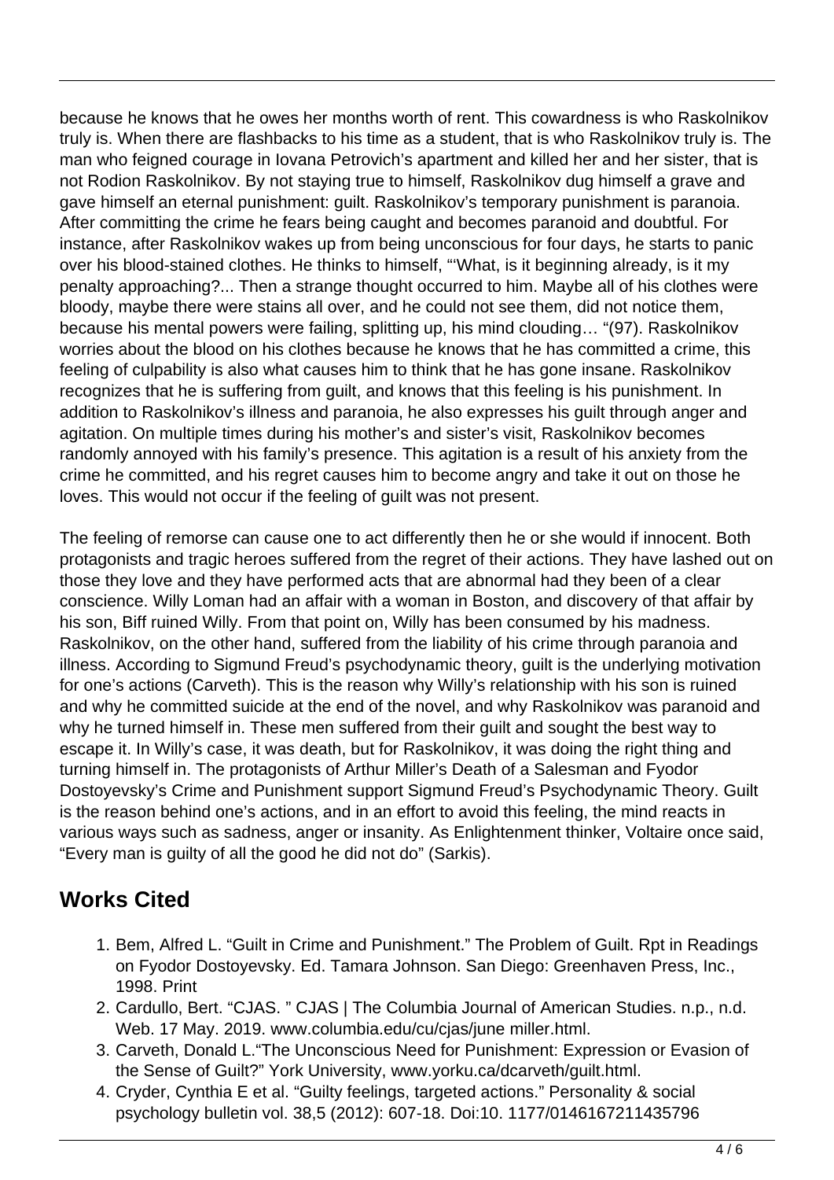because he knows that he owes her months worth of rent. This cowardness is who Raskolnikov truly is. When there are flashbacks to his time as a student, that is who Raskolnikov truly is. The man who feigned courage in Iovana Petrovich's apartment and killed her and her sister, that is not Rodion Raskolnikov. By not staying true to himself, Raskolnikov dug himself a grave and gave himself an eternal punishment: guilt. Raskolnikov's temporary punishment is paranoia. After committing the crime he fears being caught and becomes paranoid and doubtful. For instance, after Raskolnikov wakes up from being unconscious for four days, he starts to panic over his blood-stained clothes. He thinks to himself, "'What, is it beginning already, is it my penalty approaching?... Then a strange thought occurred to him. Maybe all of his clothes were bloody, maybe there were stains all over, and he could not see them, did not notice them, because his mental powers were failing, splitting up, his mind clouding… "(97). Raskolnikov worries about the blood on his clothes because he knows that he has committed a crime, this feeling of culpability is also what causes him to think that he has gone insane. Raskolnikov recognizes that he is suffering from guilt, and knows that this feeling is his punishment. In addition to Raskolnikov's illness and paranoia, he also expresses his guilt through anger and agitation. On multiple times during his mother's and sister's visit, Raskolnikov becomes randomly annoyed with his family's presence. This agitation is a result of his anxiety from the crime he committed, and his regret causes him to become angry and take it out on those he loves. This would not occur if the feeling of guilt was not present.

The feeling of remorse can cause one to act differently then he or she would if innocent. Both protagonists and tragic heroes suffered from the regret of their actions. They have lashed out on those they love and they have performed acts that are abnormal had they been of a clear conscience. Willy Loman had an affair with a woman in Boston, and discovery of that affair by his son, Biff ruined Willy. From that point on, Willy has been consumed by his madness. Raskolnikov, on the other hand, suffered from the liability of his crime through paranoia and illness. According to Sigmund Freud's psychodynamic theory, guilt is the underlying motivation for one's actions (Carveth). This is the reason why Willy's relationship with his son is ruined and why he committed suicide at the end of the novel, and why Raskolnikov was paranoid and why he turned himself in. These men suffered from their guilt and sought the best way to escape it. In Willy's case, it was death, but for Raskolnikov, it was doing the right thing and turning himself in. The protagonists of Arthur Miller's Death of a Salesman and Fyodor Dostoyevsky's Crime and Punishment support Sigmund Freud's Psychodynamic Theory. Guilt is the reason behind one's actions, and in an effort to avoid this feeling, the mind reacts in various ways such as sadness, anger or insanity. As Enlightenment thinker, Voltaire once said, "Every man is guilty of all the good he did not do" (Sarkis).

## Works Cited

1. Bem, Alfred L. "Guilt in Crime and Punishment." The Problem of Guilt. Rpt in Readings on Fyodor Dostoyevsky. Ed. Tamara Johnson. San Diego: Greenhaven Press, Inc., 1998. Print
2. Cardullo, Bert. "CJAS. " CJAS | The Columbia Journal of American Studies. n.p., n.d. Web. 17 May. 2019. www.columbia.edu/cu/cjas/june miller.html.
3. Carveth, Donald L."The Unconscious Need for Punishment: Expression or Evasion of the Sense of Guilt?" York University, www.yorku.ca/dcarveth/guilt.html.
4. Cryder, Cynthia E et al. "Guilty feelings, targeted actions." Personality & social psychology bulletin vol. 38,5 (2012): 607-18. Doi:10. 1177/0146167211435796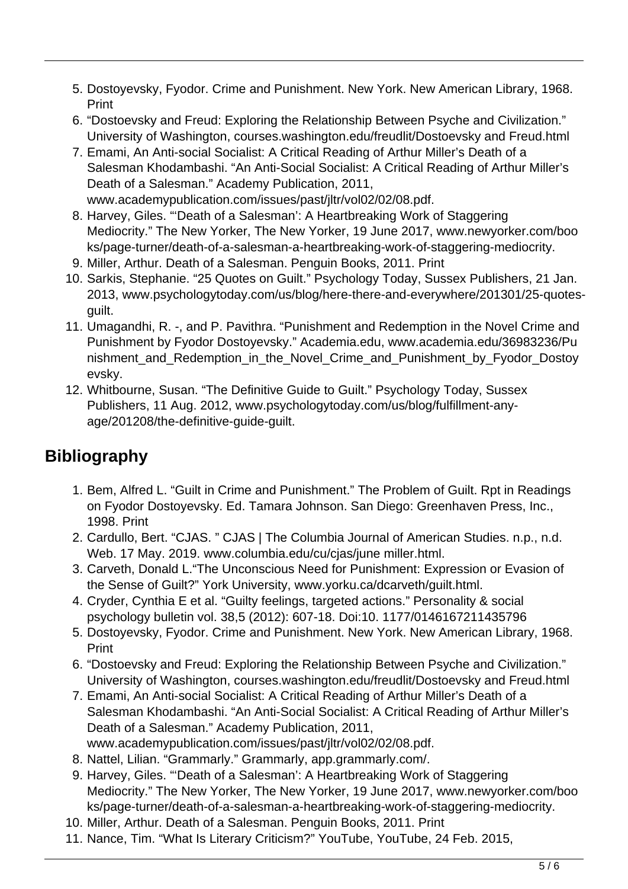5. Dostoyevsky, Fyodor. Crime and Punishment. New York. New American Library, 1968. Print
6. "Dostoevsky and Freud: Exploring the Relationship Between Psyche and Civilization." University of Washington, courses.washington.edu/freudlit/Dostoevsky and Freud.html
7. Emami, An Anti-social Socialist: A Critical Reading of Arthur Miller's Death of a Salesman Khodambashi. "An Anti-Social Socialist: A Critical Reading of Arthur Miller's Death of a Salesman." Academy Publication, 2011, www.academypublication.com/issues/past/jltr/vol02/02/08.pdf.
8. Harvey, Giles. "'Death of a Salesman': A Heartbreaking Work of Staggering Mediocrity." The New Yorker, The New Yorker, 19 June 2017, www.newyorker.com/books/page-turner/death-of-a-salesman-a-heartbreaking-work-of-staggering-mediocrity.
9. Miller, Arthur. Death of a Salesman. Penguin Books, 2011. Print
10. Sarkis, Stephanie. "25 Quotes on Guilt." Psychology Today, Sussex Publishers, 21 Jan. 2013, www.psychologytoday.com/us/blog/here-there-and-everywhere/201301/25-quotes-guilt.
11. Umagandhi, R. -, and P. Pavithra. "Punishment and Redemption in the Novel Crime and Punishment by Fyodor Dostoyevsky." Academia.edu, www.academia.edu/36983236/Punishment_and_Redemption_in_the_Novel_Crime_and_Punishment_by_Fyodor_Dostoyevsky.
12. Whitbourne, Susan. "The Definitive Guide to Guilt." Psychology Today, Sussex Publishers, 11 Aug. 2012, www.psychologytoday.com/us/blog/fulfillment-any-age/201208/the-definitive-guide-guilt.

## Bibliography

1. Bem, Alfred L. "Guilt in Crime and Punishment." The Problem of Guilt. Rpt in Readings on Fyodor Dostoyevsky. Ed. Tamara Johnson. San Diego: Greenhaven Press, Inc., 1998. Print
2. Cardullo, Bert. "CJAS. " CJAS | The Columbia Journal of American Studies. n.p., n.d. Web. 17 May. 2019. www.columbia.edu/cu/cjas/june miller.html.
3. Carveth, Donald L."The Unconscious Need for Punishment: Expression or Evasion of the Sense of Guilt?" York University, www.yorku.ca/dcarveth/guilt.html.
4. Cryder, Cynthia E et al. "Guilty feelings, targeted actions." Personality & social psychology bulletin vol. 38,5 (2012): 607-18. Doi:10. 1177/0146167211435796
5. Dostoyevsky, Fyodor. Crime and Punishment. New York. New American Library, 1968. Print
6. "Dostoevsky and Freud: Exploring the Relationship Between Psyche and Civilization." University of Washington, courses.washington.edu/freudlit/Dostoevsky and Freud.html
7. Emami, An Anti-social Socialist: A Critical Reading of Arthur Miller's Death of a Salesman Khodambashi. "An Anti-Social Socialist: A Critical Reading of Arthur Miller's Death of a Salesman." Academy Publication, 2011, www.academypublication.com/issues/past/jltr/vol02/02/08.pdf.
8. Nattel, Lilian. "Grammarly." Grammarly, app.grammarly.com/.
9. Harvey, Giles. "'Death of a Salesman': A Heartbreaking Work of Staggering Mediocrity." The New Yorker, The New Yorker, 19 June 2017, www.newyorker.com/books/page-turner/death-of-a-salesman-a-heartbreaking-work-of-staggering-mediocrity.
10. Miller, Arthur. Death of a Salesman. Penguin Books, 2011. Print
11. Nance, Tim. "What Is Literary Criticism?" YouTube, YouTube, 24 Feb. 2015,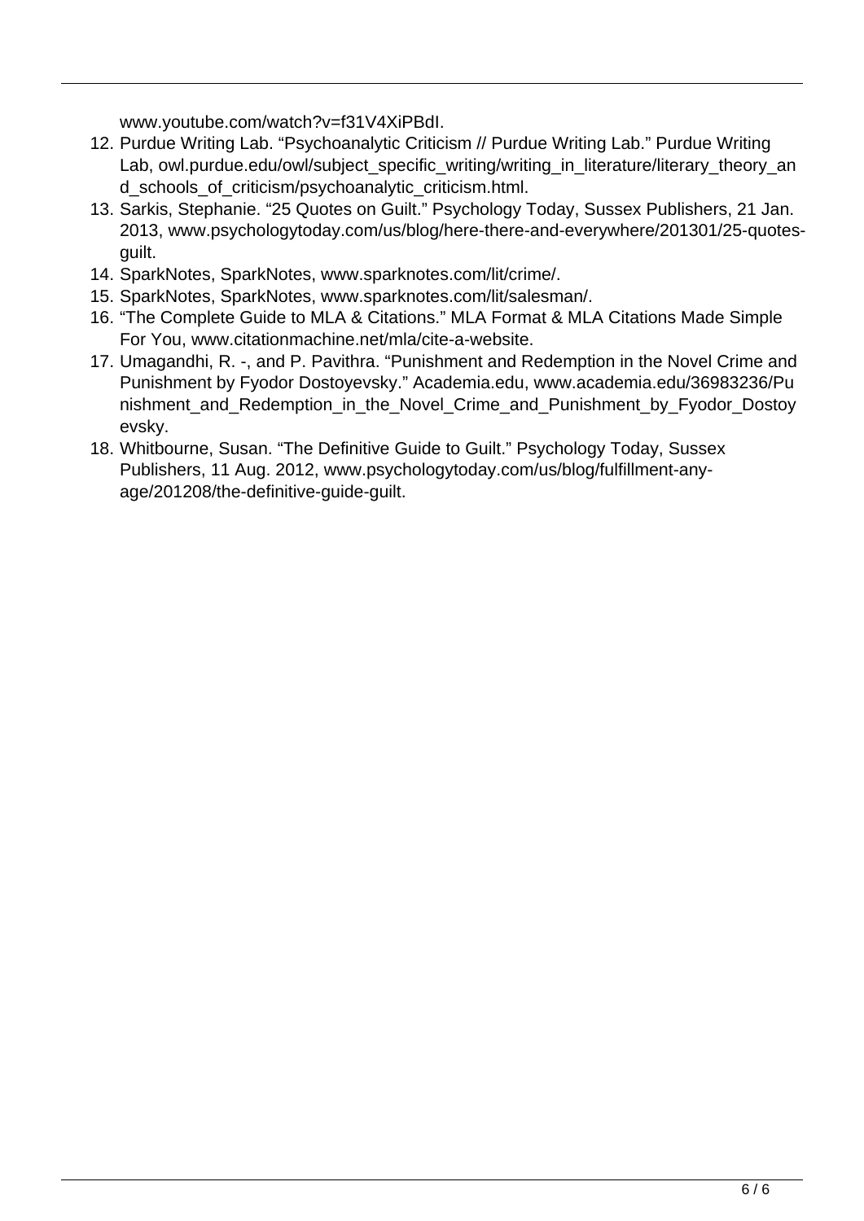www.youtube.com/watch?v=f31V4XiPBdI.

12. Purdue Writing Lab. “Psychoanalytic Criticism // Purdue Writing Lab.” Purdue Writing Lab, owl.purdue.edu/owl/subject_specific_writing/writing_in_literature/literary_theory_and_schools_of_criticism/psychoanalytic_criticism.html.
13. Sarkis, Stephanie. “25 Quotes on Guilt.” Psychology Today, Sussex Publishers, 21 Jan. 2013, www.psychologytoday.com/us/blog/here-there-and-everywhere/201301/25-quotes-guilt.
14. SparkNotes, SparkNotes, www.sparknotes.com/lit/crime/.
15. SparkNotes, SparkNotes, www.sparknotes.com/lit/salesman/.
16. “The Complete Guide to MLA & Citations.” MLA Format & MLA Citations Made Simple For You, www.citationmachine.net/mla/cite-a-website.
17. Umagandhi, R. -, and P. Pavithra. “Punishment and Redemption in the Novel Crime and Punishment by Fyodor Dostoyevsky.” Academia.edu, www.academia.edu/36983236/Punishment_and_Redemption_in_the_Novel_Crime_and_Punishment_by_Fyodor_Dostoyevsky.
18. Whitbourne, Susan. “The Definitive Guide to Guilt.” Psychology Today, Sussex Publishers, 11 Aug. 2012, www.psychologytoday.com/us/blog/fulfillment-any-age/201208/the-definitive-guide-guilt.